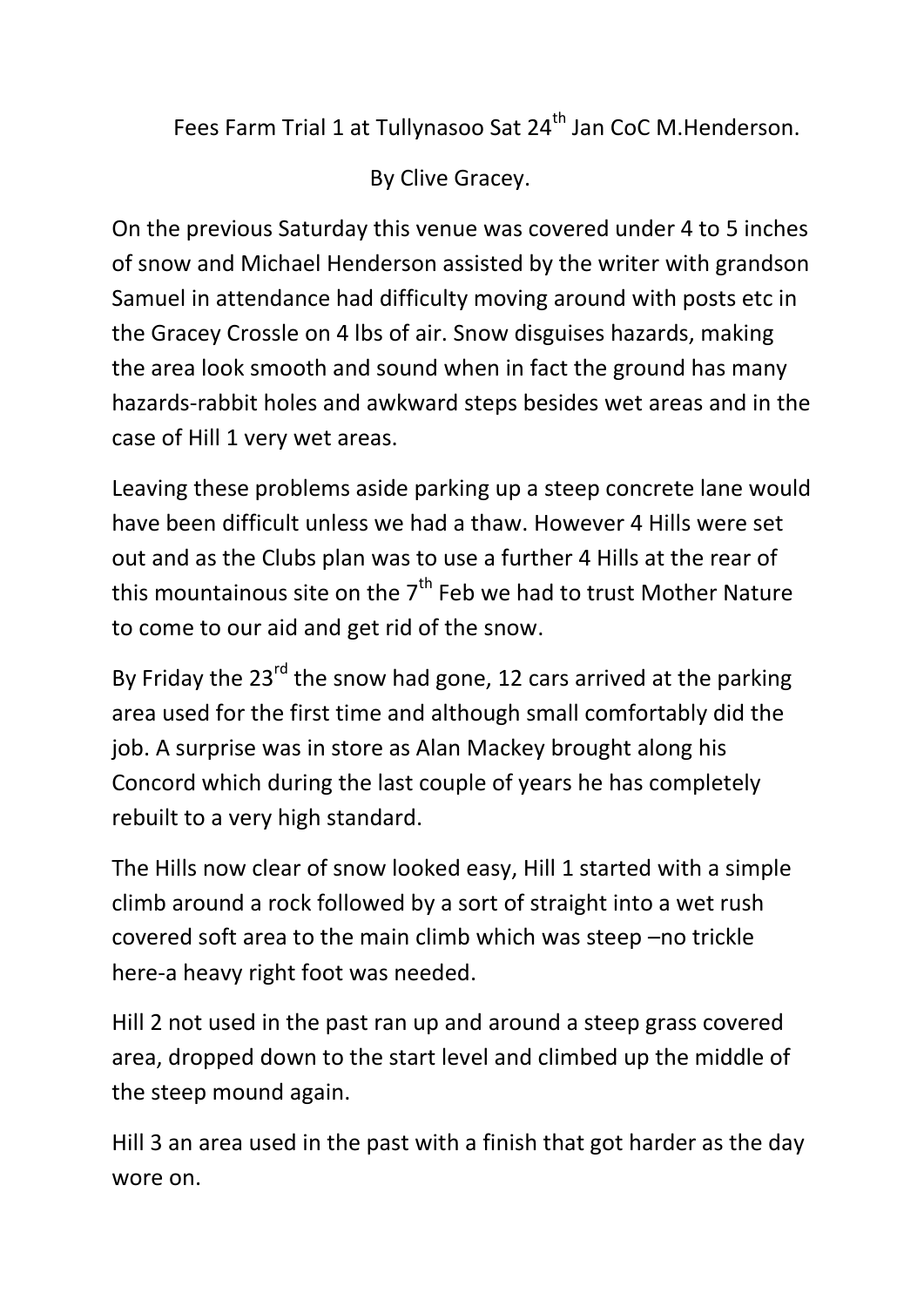Fees Farm Trial 1 at Tullynasoo Sat 24th Jan CoC M.Henderson.

By Clive Gracey.

On the previous Saturday this venue was covered under 4 to 5 inches of snow and Michael Henderson assisted by the writer with grandson Samuel in attendance had difficulty moving around with posts etc in the Gracey Crossle on 4 lbs of air. Snow disguises hazards, making the area look smooth and sound when in fact the ground has many hazards-rabbit holes and awkward steps besides wet areas and in the case of Hill 1 very wet areas.

Leaving these problems aside parking up a steep concrete lane would have been difficult unless we had a thaw. However 4 Hills were set out and as the Clubs plan was to use a further 4 Hills at the rear of this mountainous site on the 7th Feb we had to trust Mother Nature to come to our aid and get rid of the snow.

By Friday the 23rd the snow had gone, 12 cars arrived at the parking area used for the first time and although small comfortably did the job. A surprise was in store as Alan Mackey brought along his Concord which during the last couple of years he has completely rebuilt to a very high standard.

The Hills now clear of snow looked easy, Hill 1 started with a simple climb around a rock followed by a sort of straight into a wet rush covered soft area to the main climb which was steep –no trickle here-a heavy right foot was needed.

Hill 2 not used in the past ran up and around a steep grass covered area, dropped down to the start level and climbed up the middle of the steep mound again.

Hill 3 an area used in the past with a finish that got harder as the day wore on.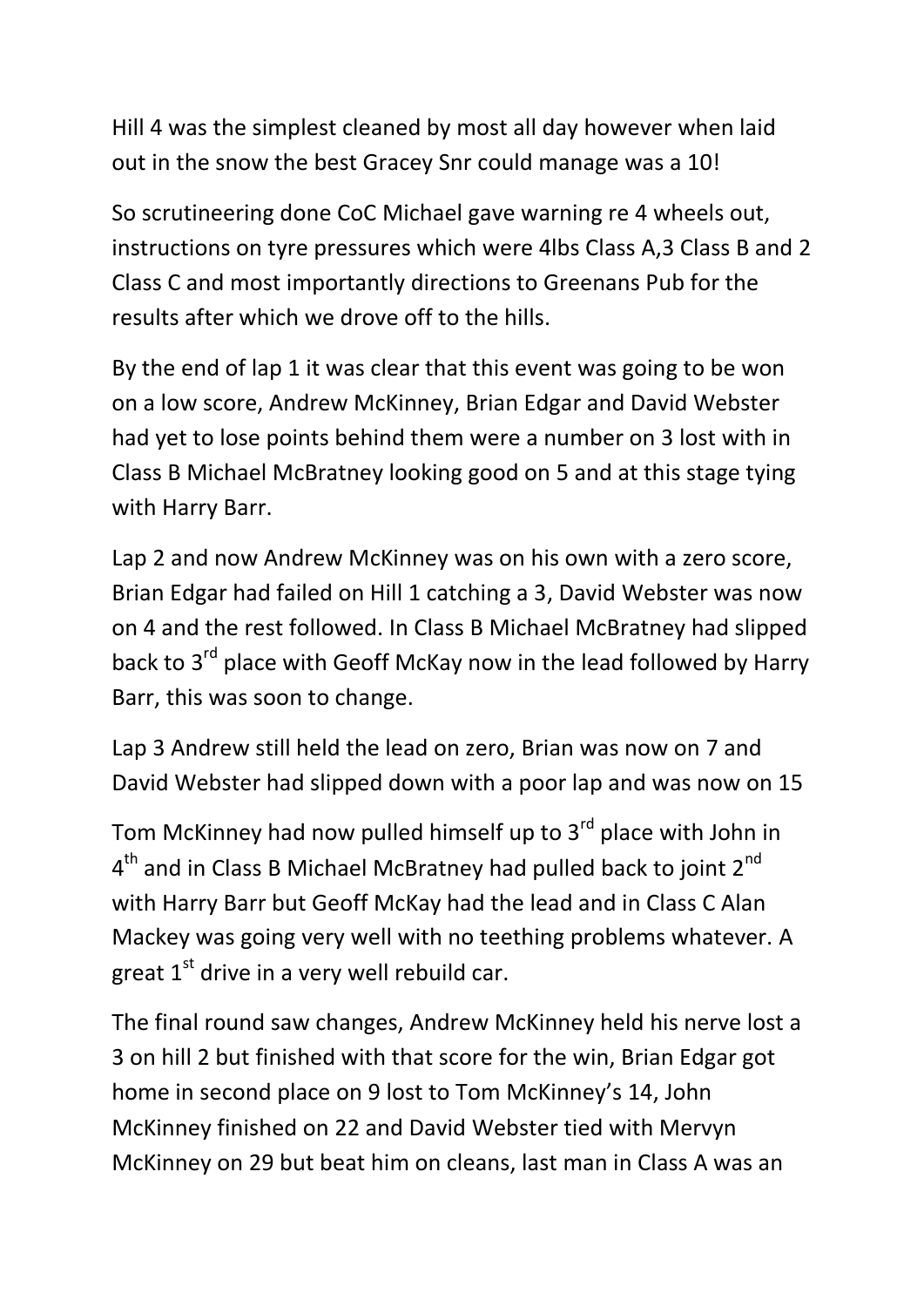Hill 4 was the simplest cleaned by most all day however when laid out in the snow the best Gracey Snr could manage was a 10!

So scrutineering done CoC Michael gave warning re 4 wheels out, instructions on tyre pressures which were 4lbs Class A,3 Class B and 2 Class C and most importantly directions to Greenans Pub for the results after which we drove off to the hills.

By the end of lap 1 it was clear that this event was going to be won on a low score, Andrew McKinney, Brian Edgar and David Webster had yet to lose points behind them were a number on 3 lost with in Class B Michael McBratney looking good on 5 and at this stage tying with Harry Barr.

Lap 2 and now Andrew McKinney was on his own with a zero score, Brian Edgar had failed on Hill 1 catching a 3, David Webster was now on 4 and the rest followed. In Class B Michael McBratney had slipped back to 3rd place with Geoff McKay now in the lead followed by Harry Barr, this was soon to change.

Lap 3 Andrew still held the lead on zero, Brian was now on 7 and David Webster had slipped down with a poor lap and was now on 15

Tom McKinney had now pulled himself up to 3rd place with John in 4th and in Class B Michael McBratney had pulled back to joint 2nd with Harry Barr but Geoff McKay had the lead and in Class C Alan Mackey was going very well with no teething problems whatever. A great 1st drive in a very well rebuild car.

The final round saw changes, Andrew McKinney held his nerve lost a 3 on hill 2 but finished with that score for the win, Brian Edgar got home in second place on 9 lost to Tom McKinney's 14, John McKinney finished on 22 and David Webster tied with Mervyn McKinney on 29 but beat him on cleans, last man in Class A was an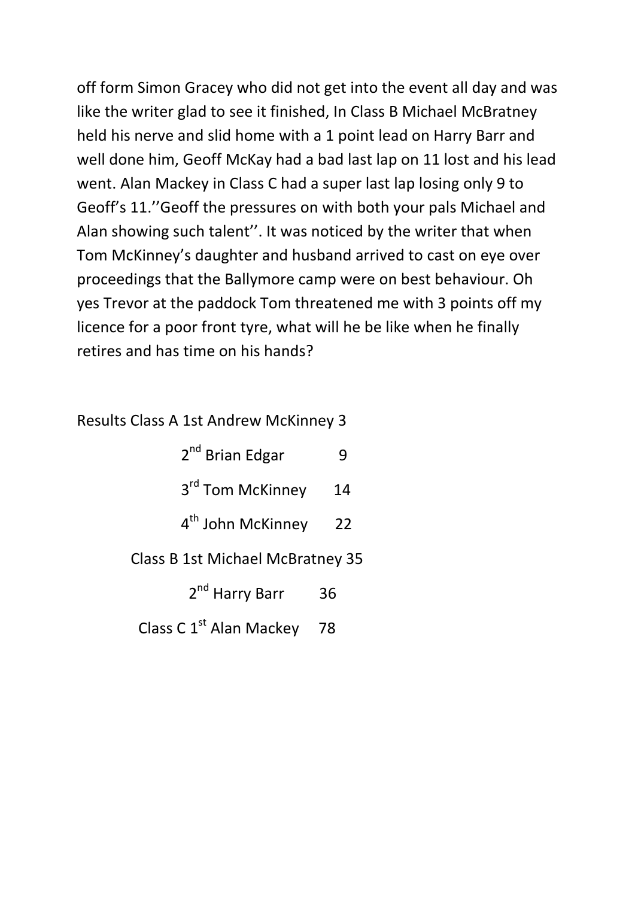off form Simon Gracey who did not get into the event all day and was like the writer glad to see it finished, In Class B Michael McBratney held his nerve and slid home with a 1 point lead on Harry Barr and well done him, Geoff McKay had a bad last lap on 11 lost and his lead went. Alan Mackey in Class C had a super last lap losing only 9 to Geoff's 11.''Geoff the pressures on with both your pals Michael and Alan showing such talent''. It was noticed by the writer that when Tom McKinney's daughter and husband arrived to cast on eye over proceedings that the Ballymore camp were on best behaviour. Oh yes Trevor at the paddock Tom threatened me with 3 points off my licence for a poor front tyre, what will he be like when he finally retires and has time on his hands?

Results Class A 1st Andrew McKinney 3

2nd Brian Edgar 9

3rd Tom McKinney 14

4th John McKinney 22

Class B 1st Michael McBratney 35

2nd Harry Barr 36

Class C 1st Alan Mackey 78